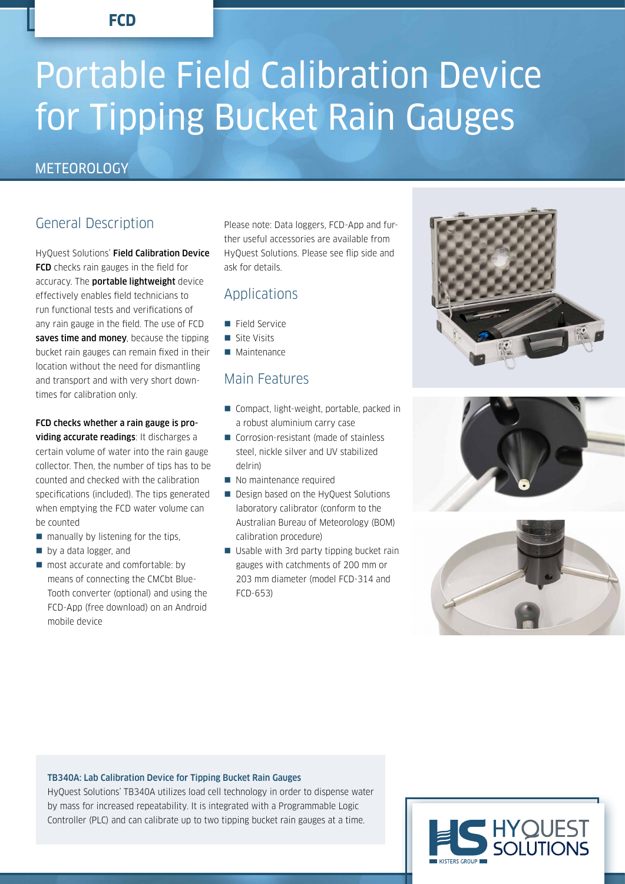FCD

# Portable Field Calibration Device for Tipping Bucket Rain Gauges

METEOROLOGY

## General Description

HyQuest Solutions' **Field Calibration Device FCD** checks rain gauges in the field for accuracy. The **portable lightweight** device effectively enables field technicians to run functional tests and verifications of any rain gauge in the field. The use of FCD **saves time and money**, because the tipping bucket rain gauges can remain fixed in their location without the need for dismantling and transport and with very short downtimes for calibration only.

**FCD checks whether a rain gauge is providing accurate readings**: It discharges a certain volume of water into the rain gauge collector. Then, the number of tips has to be counted and checked with the calibration specifications (included). The tips generated when emptying the FCD water volume can be counted

- manually by listening for the tips,
- by a data logger, and
- most accurate and comfortable: by means of connecting the CMCbt BlueTooth converter (optional) and using the FCD-App (free download) on an Android mobile device

Please note: Data loggers, FCD-App and further useful accessories are available from HyQuest Solutions. Please see flip side and ask for details.

## Applications

- Field Service
- Site Visits
- Maintenance

## Main Features

- Compact, light-weight, portable, packed in a robust aluminium carry case
- Corrosion-resistant (made of stainless steel, nickle silver and UV stabilized delrin)
- No maintenance required
- Design based on the HyQuest Solutions laboratory calibrator (conform to the Australian Bureau of Meteorology (BOM) calibration procedure)
- Usable with 3rd party tipping bucket rain gauges with catchments of 200 mm or 203 mm diameter (model FCD-314 and FCD-653)

**TB340A: Lab Calibration Device for Tipping Bucket Rain Gauges**

HyQuest Solutions' TB340A utilizes load cell technology in order to dispense water by mass for increased repeatability. It is integrated with a Programmable Logic Controller (PLC) and can calibrate up to two tipping bucket rain gauges at a time.

HYQUEST SOLUTIONS
KISTERS GROUP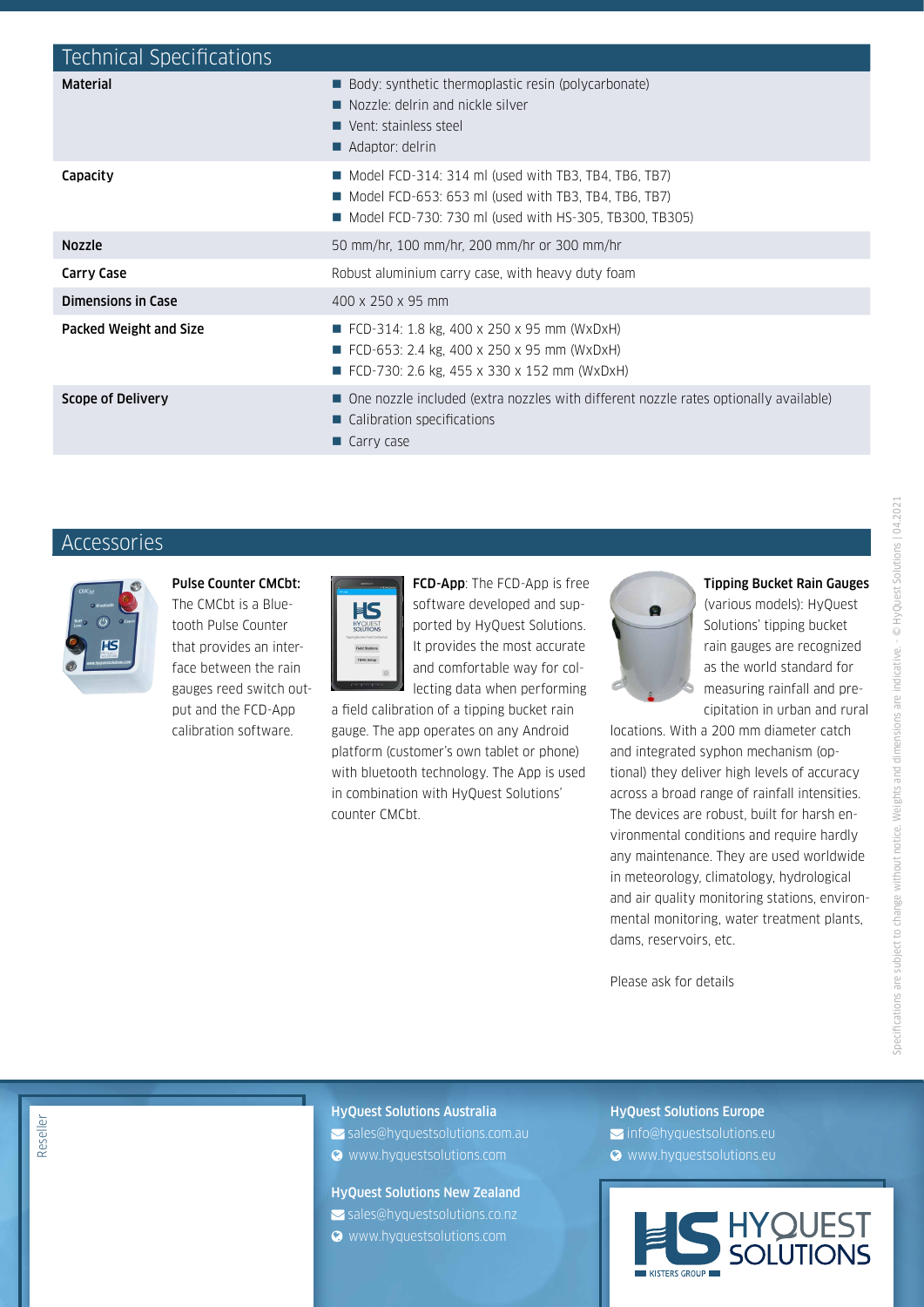## Technical Specifications

| | |
|---|---|
| **Material** | ■ Body: synthetic thermoplastic resin (polycarbonate)<br>■ Nozzle: delrin and nickle silver<br>■ Vent: stainless steel<br>■ Adaptor: delrin |
| **Capacity** | ■ Model FCD-314: 314 ml (used with TB3, TB4, TB6, TB7)<br>■ Model FCD-653: 653 ml (used with TB3, TB4, TB6, TB7)<br>■ Model FCD-730: 730 ml (used with HS-305, TB300, TB305) |
| **Nozzle** | 50 mm/hr, 100 mm/hr, 200 mm/hr or 300 mm/hr |
| **Carry Case** | Robust aluminium carry case, with heavy duty foam |
| **Dimensions in Case** | 400 x 250 x 95 mm |
| **Packed Weight and Size** | ■ FCD-314: 1.8 kg, 400 x 250 x 95 mm (WxDxH)<br>■ FCD-653: 2.4 kg, 400 x 250 x 95 mm (WxDxH)<br>■ FCD-730: 2.6 kg, 455 x 330 x 152 mm (WxDxH) |
| **Scope of Delivery** | ■ One nozzle included (extra nozzles with different nozzle rates optionally available)<br>■ Calibration specifications<br>■ Carry case |

## Accessories

**Pulse Counter CMCbt:** The CMCbt is a Bluetooth Pulse Counter that provides an interface between the rain gauges reed switch output and the FCD-App calibration software.

**FCD-App**: The FCD-App is free software developed and supported by HyQuest Solutions. It provides the most accurate and comfortable way for collecting data when performing a field calibration of a tipping bucket rain gauge. The app operates on any Android platform (customer's own tablet or phone) with bluetooth technology. The App is used in combination with HyQuest Solutions' counter CMCbt.

**Tipping Bucket Rain Gauges** (various models): HyQuest Solutions' tipping bucket rain gauges are recognized as the world standard for measuring rainfall and precipitation in urban and rural locations. With a 200 mm diameter catch and integrated syphon mechanism (optional) they deliver high levels of accuracy across a broad range of rainfall intensities. The devices are robust, built for harsh environmental conditions and require hardly any maintenance. They are used worldwide in meteorology, climatology, hydrological and air quality monitoring stations, environmental monitoring, water treatment plants, dams, reservoirs, etc.

Please ask for details

Specifications are subject to change without notice. Weights and dimensions are indicative. - © HyQuest Solutions | 04.2021

Reseller

**HyQuest Solutions Australia**
sales@hyquestsolutions.com.au
www.hyquestsolutions.com

**HyQuest Solutions New Zealand**
sales@hyquestsolutions.co.nz
www.hyquestsolutions.com

**HyQuest Solutions Europe**
info@hyquestsolutions.eu
www.hyquestsolutions.eu

HYQUEST SOLUTIONS
KISTERS GROUP